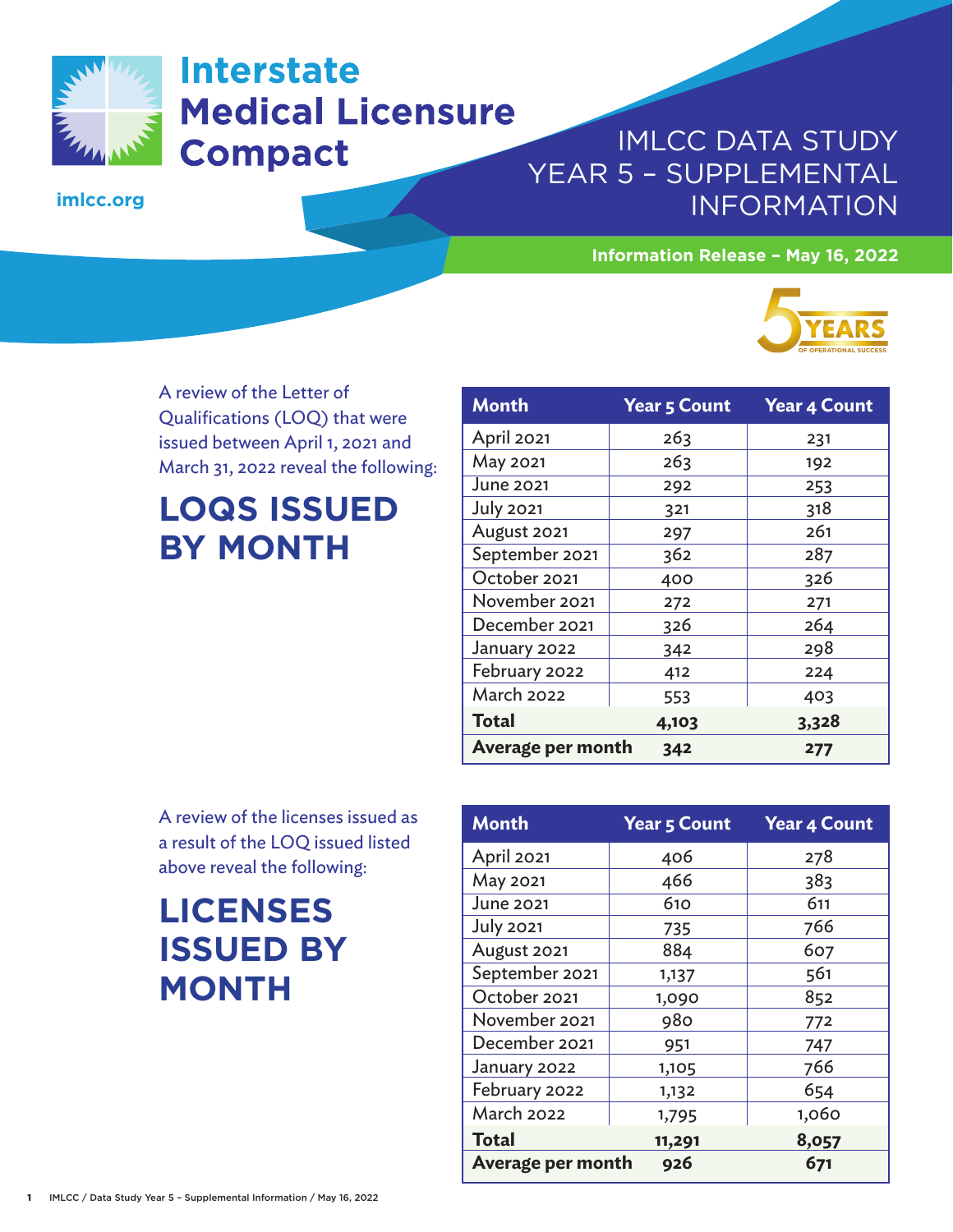# Interstate Medical Licensure Compact

imlcc.org

# IMLCC DATA STUDY YEAR 5 – SUPPLEMENTAL INFORMATION

**Information Release – May 16, 2022**

5 YEARS OF OPERATIONAL SUCCESS

A review of the Letter of Qualifications (LOQ) that were issued between April 1, 2021 and March 31, 2022 reveal the following:

## LOQS ISSUED BY MONTH

| Month | Year 5 Count | Year 4 Count |
|---|---|---|
| April 2021 | 263 | 231 |
| May 2021 | 263 | 192 |
| June 2021 | 292 | 253 |
| July 2021 | 321 | 318 |
| August 2021 | 297 | 261 |
| September 2021 | 362 | 287 |
| October 2021 | 400 | 326 |
| November 2021 | 272 | 271 |
| December 2021 | 326 | 264 |
| January 2022 | 342 | 298 |
| February 2022 | 412 | 224 |
| March 2022 | 553 | 403 |
| **Total** | **4,103** | **3,328** |
| **Average per month** | **342** | **277** |

A review of the licenses issued as a result of the LOQ issued listed above reveal the following:

## LICENSES ISSUED BY MONTH

| Month | Year 5 Count | Year 4 Count |
|---|---|---|
| April 2021 | 406 | 278 |
| May 2021 | 466 | 383 |
| June 2021 | 610 | 611 |
| July 2021 | 735 | 766 |
| August 2021 | 884 | 607 |
| September 2021 | 1,137 | 561 |
| October 2021 | 1,090 | 852 |
| November 2021 | 980 | 772 |
| December 2021 | 951 | 747 |
| January 2022 | 1,105 | 766 |
| February 2022 | 1,132 | 654 |
| March 2022 | 1,795 | 1,060 |
| **Total** | **11,291** | **8,057** |
| **Average per month** | **926** | **671** |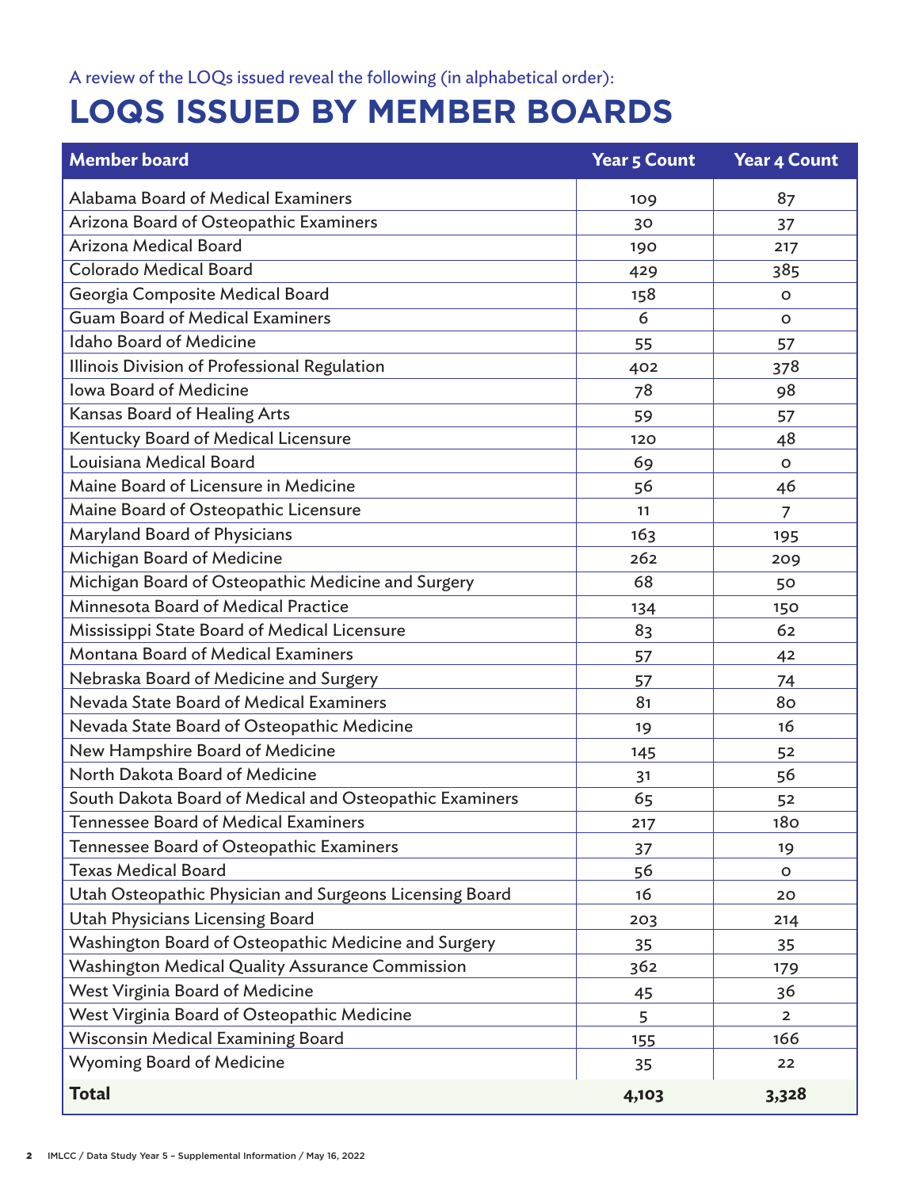A review of the LOQs issued reveal the following (in alphabetical order):

# LOQS ISSUED BY MEMBER BOARDS

| Member board | Year 5 Count | Year 4 Count |
|---|---|---|
| Alabama Board of Medical Examiners | 109 | 87 |
| Arizona Board of Osteopathic Examiners | 30 | 37 |
| Arizona Medical Board | 190 | 217 |
| Colorado Medical Board | 429 | 385 |
| Georgia Composite Medical Board | 158 | 0 |
| Guam Board of Medical Examiners | 6 | 0 |
| Idaho Board of Medicine | 55 | 57 |
| Illinois Division of Professional Regulation | 402 | 378 |
| Iowa Board of Medicine | 78 | 98 |
| Kansas Board of Healing Arts | 59 | 57 |
| Kentucky Board of Medical Licensure | 120 | 48 |
| Louisiana Medical Board | 69 | 0 |
| Maine Board of Licensure in Medicine | 56 | 46 |
| Maine Board of Osteopathic Licensure | 11 | 7 |
| Maryland Board of Physicians | 163 | 195 |
| Michigan Board of Medicine | 262 | 209 |
| Michigan Board of Osteopathic Medicine and Surgery | 68 | 50 |
| Minnesota Board of Medical Practice | 134 | 150 |
| Mississippi State Board of Medical Licensure | 83 | 62 |
| Montana Board of Medical Examiners | 57 | 42 |
| Nebraska Board of Medicine and Surgery | 57 | 74 |
| Nevada State Board of Medical Examiners | 81 | 80 |
| Nevada State Board of Osteopathic Medicine | 19 | 16 |
| New Hampshire Board of Medicine | 145 | 52 |
| North Dakota Board of Medicine | 31 | 56 |
| South Dakota Board of Medical and Osteopathic Examiners | 65 | 52 |
| Tennessee Board of Medical Examiners | 217 | 180 |
| Tennessee Board of Osteopathic Examiners | 37 | 19 |
| Texas Medical Board | 56 | 0 |
| Utah Osteopathic Physician and Surgeons Licensing Board | 16 | 20 |
| Utah Physicians Licensing Board | 203 | 214 |
| Washington Board of Osteopathic Medicine and Surgery | 35 | 35 |
| Washington Medical Quality Assurance Commission | 362 | 179 |
| West Virginia Board of Medicine | 45 | 36 |
| West Virginia Board of Osteopathic Medicine | 5 | 2 |
| Wisconsin Medical Examining Board | 155 | 166 |
| Wyoming Board of Medicine | 35 | 22 |
| **Total** | **4,103** | **3,328** |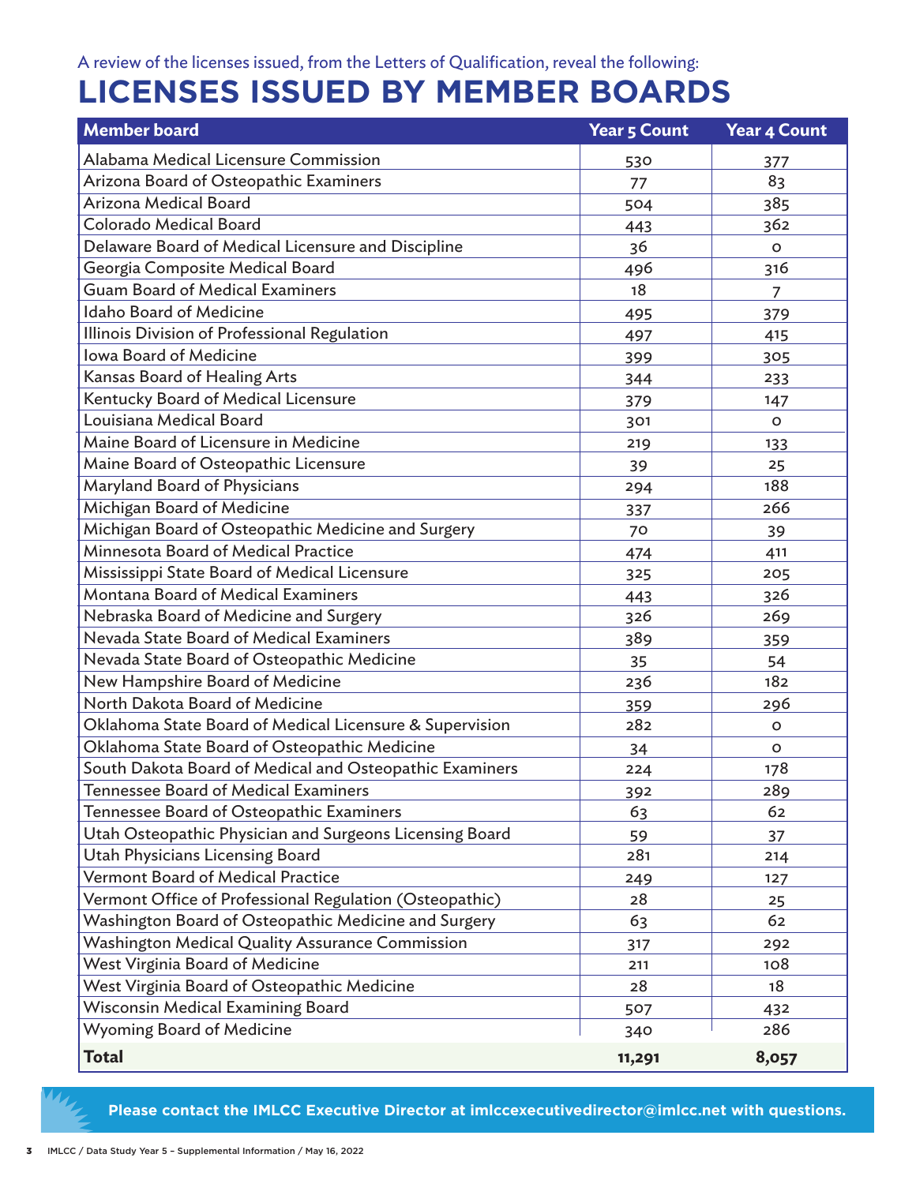A review of the licenses issued, from the Letters of Qualification, reveal the following:

# LICENSES ISSUED BY MEMBER BOARDS

| Member board | Year 5 Count | Year 4 Count |
|---|---|---|
| Alabama Medical Licensure Commission | 530 | 377 |
| Arizona Board of Osteopathic Examiners | 77 | 83 |
| Arizona Medical Board | 504 | 385 |
| Colorado Medical Board | 443 | 362 |
| Delaware Board of Medical Licensure and Discipline | 36 | 0 |
| Georgia Composite Medical Board | 496 | 316 |
| Guam Board of Medical Examiners | 18 | 7 |
| Idaho Board of Medicine | 495 | 379 |
| Illinois Division of Professional Regulation | 497 | 415 |
| Iowa Board of Medicine | 399 | 305 |
| Kansas Board of Healing Arts | 344 | 233 |
| Kentucky Board of Medical Licensure | 379 | 147 |
| Louisiana Medical Board | 301 | 0 |
| Maine Board of Licensure in Medicine | 219 | 133 |
| Maine Board of Osteopathic Licensure | 39 | 25 |
| Maryland Board of Physicians | 294 | 188 |
| Michigan Board of Medicine | 337 | 266 |
| Michigan Board of Osteopathic Medicine and Surgery | 70 | 39 |
| Minnesota Board of Medical Practice | 474 | 411 |
| Mississippi State Board of Medical Licensure | 325 | 205 |
| Montana Board of Medical Examiners | 443 | 326 |
| Nebraska Board of Medicine and Surgery | 326 | 269 |
| Nevada State Board of Medical Examiners | 389 | 359 |
| Nevada State Board of Osteopathic Medicine | 35 | 54 |
| New Hampshire Board of Medicine | 236 | 182 |
| North Dakota Board of Medicine | 359 | 296 |
| Oklahoma State Board of Medical Licensure & Supervision | 282 | 0 |
| Oklahoma State Board of Osteopathic Medicine | 34 | 0 |
| South Dakota Board of Medical and Osteopathic Examiners | 224 | 178 |
| Tennessee Board of Medical Examiners | 392 | 289 |
| Tennessee Board of Osteopathic Examiners | 63 | 62 |
| Utah Osteopathic Physician and Surgeons Licensing Board | 59 | 37 |
| Utah Physicians Licensing Board | 281 | 214 |
| Vermont Board of Medical Practice | 249 | 127 |
| Vermont Office of Professional Regulation (Osteopathic) | 28 | 25 |
| Washington Board of Osteopathic Medicine and Surgery | 63 | 62 |
| Washington Medical Quality Assurance Commission | 317 | 292 |
| West Virginia Board of Medicine | 211 | 108 |
| West Virginia Board of Osteopathic Medicine | 28 | 18 |
| Wisconsin Medical Examining Board | 507 | 432 |
| Wyoming Board of Medicine | 340 | 286 |
| **Total** | **11,291** | **8,057** |

**Please contact the IMLCC Executive Director at imlccexecutivedirector@imlcc.net with questions.**